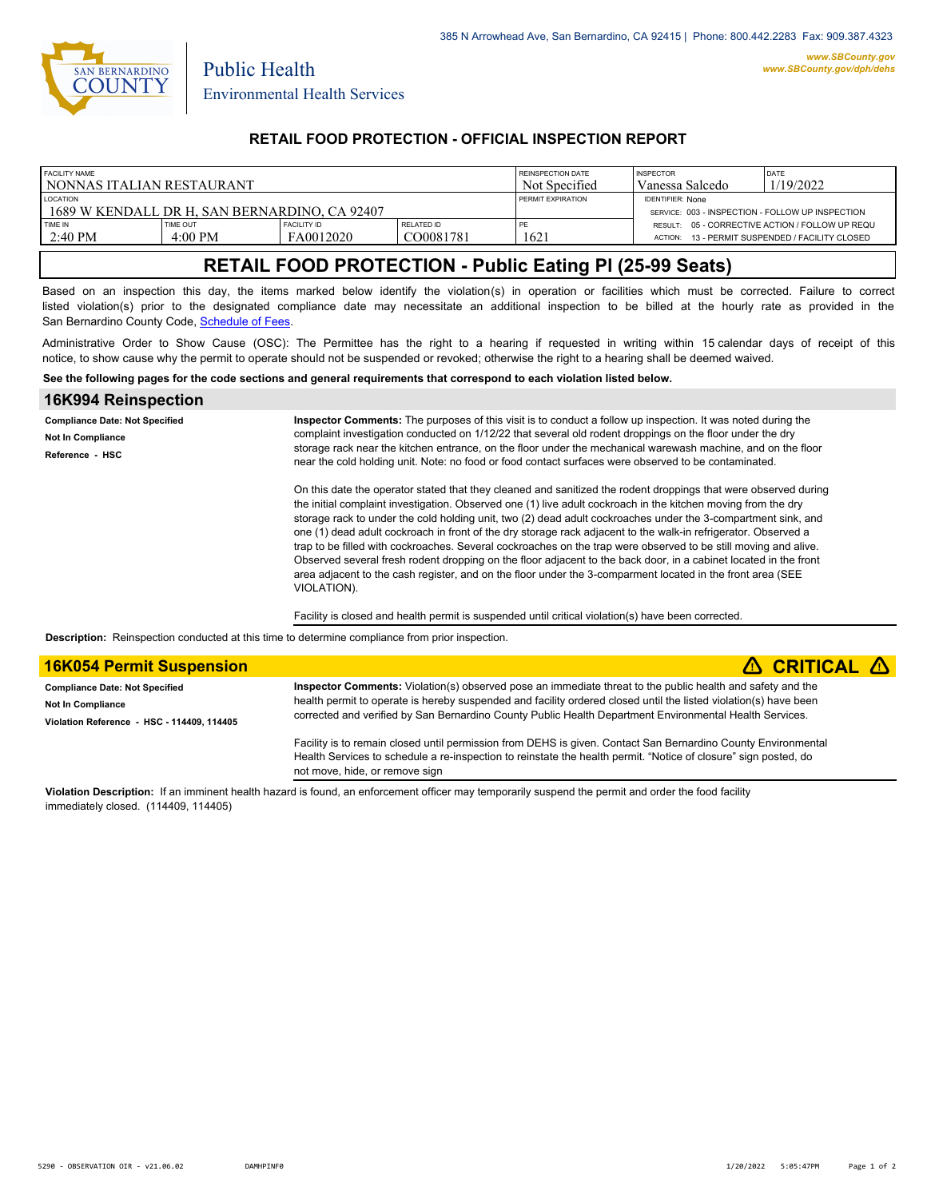385 N Arrowhead Ave, San Bernardino, CA 92415 | Phone: 800.442.2283 Fax: 909.387.4323

www.SBCounty.gov
www.SBCounty.gov/dph/dehs

SAN BERNARDINO COUNTY

Public Health
Environmental Health Services

## RETAIL FOOD PROTECTION - OFFICIAL INSPECTION REPORT

| FACILITY NAME | | | | REINSPECTION DATE | INSPECTOR | DATE |
|---|---|---|---|---|---|---|
| NONNAS ITALIAN RESTAURANT | | | | Not Specified | Vanessa Salcedo | 1/19/2022 |
| LOCATION | | | | PERMIT EXPIRATION | IDENTIFIER: None | |
| 1689 W KENDALL DR H, SAN BERNARDINO, CA 92407 | | | | | SERVICE: 003 - INSPECTION - FOLLOW UP INSPECTION | |
| TIME IN | TIME OUT | FACILITY ID | RELATED ID | PE | RESULT: 05 - CORRECTIVE ACTION / FOLLOW UP REQU | |
| 2:40 PM | 4:00 PM | FA0012020 | CO0081781 | 1621 | ACTION: 13 - PERMIT SUSPENDED / FACILITY CLOSED | |

# RETAIL FOOD PROTECTION - Public Eating Pl (25-99 Seats)

Based on an inspection this day, the items marked below identify the violation(s) in operation or facilities which must be corrected. Failure to correct listed violation(s) prior to the designated compliance date may necessitate an additional inspection to be billed at the hourly rate as provided in the San Bernardino County Code, Schedule of Fees.

Administrative Order to Show Cause (OSC): The Permittee has the right to a hearing if requested in writing within 15 calendar days of receipt of this notice, to show cause why the permit to operate should not be suspended or revoked; otherwise the right to a hearing shall be deemed waived.

**See the following pages for the code sections and general requirements that correspond to each violation listed below.**

## 16K994 Reinspection

**Compliance Date: Not Specified**
**Not In Compliance**
**Reference - HSC**

**Inspector Comments:** The purposes of this visit is to conduct a follow up inspection. It was noted during the complaint investigation conducted on 1/12/22 that several old rodent droppings on the floor under the dry storage rack near the kitchen entrance, on the floor under the mechanical warewash machine, and on the floor near the cold holding unit. Note: no food or food contact surfaces were observed to be contaminated.

On this date the operator stated that they cleaned and sanitized the rodent droppings that were observed during the initial complaint investigation. Observed one (1) live adult cockroach in the kitchen moving from the dry storage rack to under the cold holding unit, two (2) dead adult cockroaches under the 3-compartment sink, and one (1) dead adult cockroach in front of the dry storage rack adjacent to the walk-in refrigerator. Observed a trap to be filled with cockroaches. Several cockroaches on the trap were observed to be still moving and alive. Observed several fresh rodent dropping on the floor adjacent to the back door, in a cabinet located in the front area adjacent to the cash register, and on the floor under the 3-comparment located in the front area (SEE VIOLATION).

Facility is closed and health permit is suspended until critical violation(s) have been corrected.

**Description:** Reinspection conducted at this time to determine compliance from prior inspection.

## 16K054 Permit Suspension ⚠ CRITICAL ⚠

**Compliance Date: Not Specified**
**Not In Compliance**
**Violation Reference - HSC - 114409, 114405**

**Inspector Comments:** Violation(s) observed pose an immediate threat to the public health and safety and the health permit to operate is hereby suspended and facility ordered closed until the listed violation(s) have been corrected and verified by San Bernardino County Public Health Department Environmental Health Services.

Facility is to remain closed until permission from DEHS is given. Contact San Bernardino County Environmental Health Services to schedule a re-inspection to reinstate the health permit. "Notice of closure" sign posted, do not move, hide, or remove sign

**Violation Description:** If an imminent health hazard is found, an enforcement officer may temporarily suspend the permit and order the food facility immediately closed. (114409, 114405)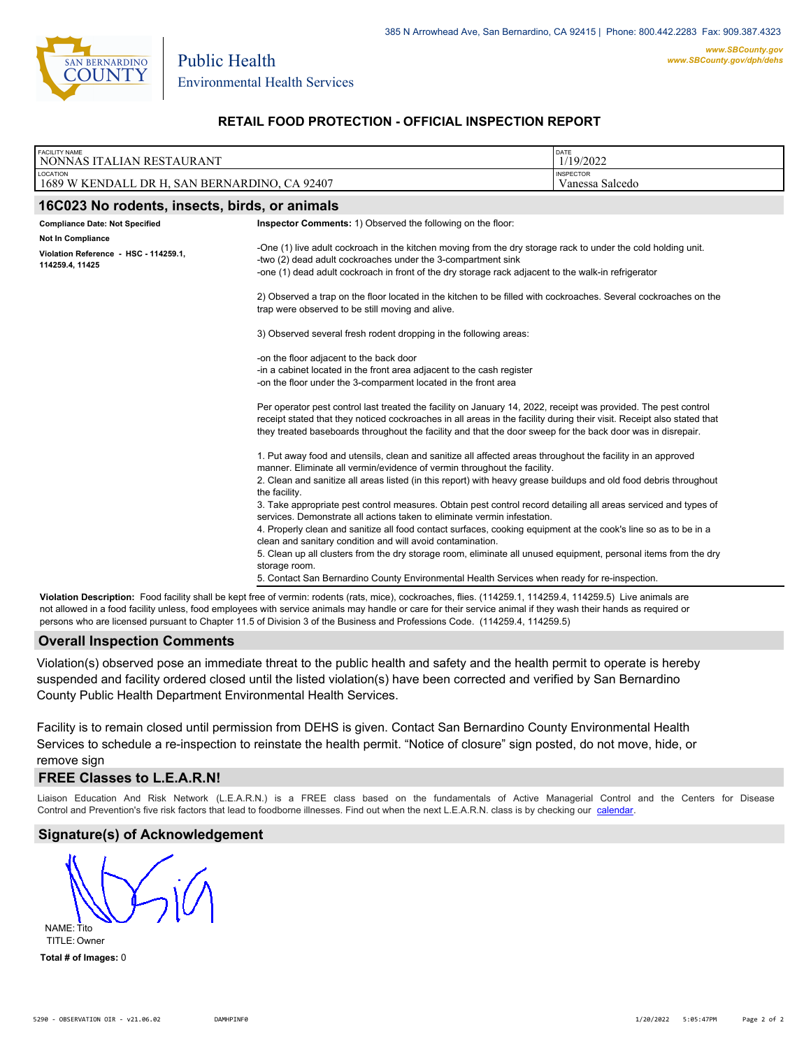385 N Arrowhead Ave, San Bernardino, CA 92415 | Phone: 800.442.2283 Fax: 909.387.4323

www.SBCounty.gov
www.SBCounty.gov/dph/dehs

SAN BERNARDINO COUNTY

Public Health
Environmental Health Services

# RETAIL FOOD PROTECTION - OFFICIAL INSPECTION REPORT

| FACILITY NAME | DATE |
|---|---|
| NONNAS ITALIAN RESTAURANT | 1/19/2022 |
| **LOCATION** | **INSPECTOR** |
| 1689 W KENDALL DR H, SAN BERNARDINO, CA 92407 | Vanessa Salcedo |

## 16C023 No rodents, insects, birds, or animals

**Compliance Date: Not Specified**

**Not In Compliance**

**Violation Reference - HSC - 114259.1, 114259.4, 11425**

**Inspector Comments:** 1) Observed the following on the floor:

-One (1) live adult cockroach in the kitchen moving from the dry storage rack to under the cold holding unit.
-two (2) dead adult cockroaches under the 3-compartment sink
-one (1) dead adult cockroach in front of the dry storage rack adjacent to the walk-in refrigerator

2) Observed a trap on the floor located in the kitchen to be filled with cockroaches. Several cockroaches on the trap were observed to be still moving and alive.

3) Observed several fresh rodent dropping in the following areas:

-on the floor adjacent to the back door
-in a cabinet located in the front area adjacent to the cash register
-on the floor under the 3-comparment located in the front area

Per operator pest control last treated the facility on January 14, 2022, receipt was provided. The pest control receipt stated that they noticed cockroaches in all areas in the facility during their visit. Receipt also stated that they treated baseboards throughout the facility and that the door sweep for the back door was in disrepair.

1. Put away food and utensils, clean and sanitize all affected areas throughout the facility in an approved manner. Eliminate all vermin/evidence of vermin throughout the facility.
2. Clean and sanitize all areas listed (in this report) with heavy grease buildups and old food debris throughout the facility.
3. Take appropriate pest control measures. Obtain pest control record detailing all areas serviced and types of services. Demonstrate all actions taken to eliminate vermin infestation.
4. Properly clean and sanitize all food contact surfaces, cooking equipment at the cook's line so as to be in a clean and sanitary condition and will avoid contamination.
5. Clean up all clusters from the dry storage room, eliminate all unused equipment, personal items from the dry storage room.
5. Contact San Bernardino County Environmental Health Services when ready for re-inspection.

**Violation Description:** Food facility shall be kept free of vermin: rodents (rats, mice), cockroaches, flies. (114259.1, 114259.4, 114259.5) Live animals are not allowed in a food facility unless, food employees with service animals may handle or care for their service animal if they wash their hands as required or persons who are licensed pursuant to Chapter 11.5 of Division 3 of the Business and Professions Code. (114259.4, 114259.5)

## Overall Inspection Comments

Violation(s) observed pose an immediate threat to the public health and safety and the health permit to operate is hereby suspended and facility ordered closed until the listed violation(s) have been corrected and verified by San Bernardino County Public Health Department Environmental Health Services.

Facility is to remain closed until permission from DEHS is given. Contact San Bernardino County Environmental Health Services to schedule a re-inspection to reinstate the health permit. "Notice of closure" sign posted, do not move, hide, or remove sign

## FREE Classes to L.E.A.R.N!

Liaison Education And Risk Network (L.E.A.R.N.) is a FREE class based on the fundamentals of Active Managerial Control and the Centers for Disease Control and Prevention's five risk factors that lead to foodborne illnesses. Find out when the next L.E.A.R.N. class is by checking our calendar.

## Signature(s) of Acknowledgement

NAME: Tito
TITLE: Owner

**Total # of Images:** 0

5290 - OBSERVATION OIR - v21.06.02 DAMHPINF0 1/20/2022 5:05:47PM